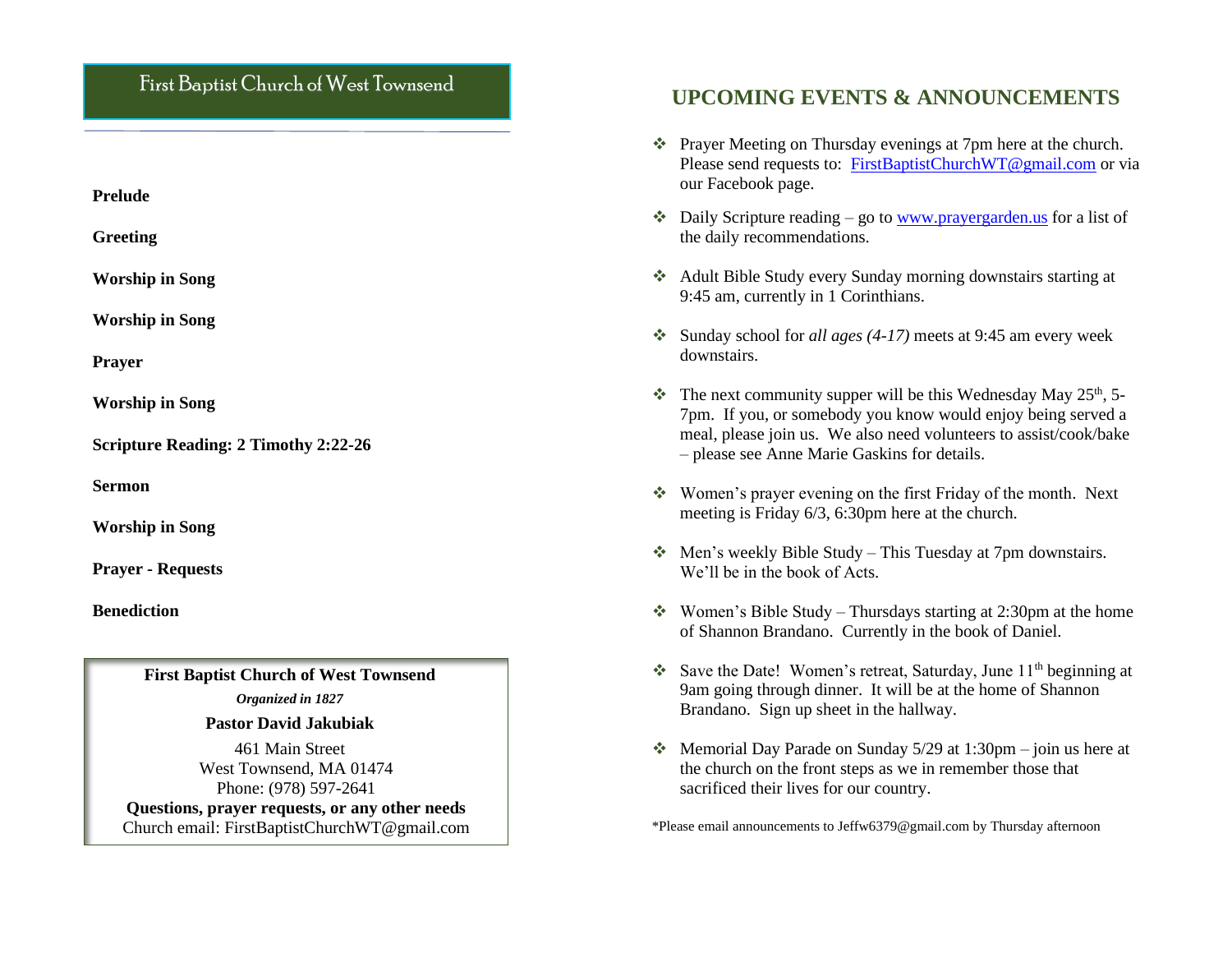# First Baptist Church of West Townsend

**Prelude**

**Greeting**

**Worship in Song**

**Worship in Song**

**Prayer**

**Worship in Song**

**Scripture Reading: 2 Timothy 2:22-26**

**Sermon**

**Worship in Song**

**Prayer - Requests**

**Benediction**

**First Baptist Church of West Townsend**

***Organized in 1827***

**Pastor David Jakubiak**

461 Main Street
West Townsend, MA 01474
Phone: (978) 597-2641
**Questions, prayer requests, or any other needs**
Church email: FirstBaptistChurchWT@gmail.com

## UPCOMING EVENTS & ANNOUNCEMENTS

- Prayer Meeting on Thursday evenings at 7pm here at the church. Please send requests to: FirstBaptistChurchWT@gmail.com or via our Facebook page.
- Daily Scripture reading – go to www.prayergarden.us for a list of the daily recommendations.
- Adult Bible Study every Sunday morning downstairs starting at 9:45 am, currently in 1 Corinthians.
- Sunday school for *all ages (4-17)* meets at 9:45 am every week downstairs.
- The next community supper will be this Wednesday May 25th, 5-7pm. If you, or somebody you know would enjoy being served a meal, please join us. We also need volunteers to assist/cook/bake – please see Anne Marie Gaskins for details.
- Women's prayer evening on the first Friday of the month. Next meeting is Friday 6/3, 6:30pm here at the church.
- Men's weekly Bible Study – This Tuesday at 7pm downstairs. We'll be in the book of Acts.
- Women's Bible Study – Thursdays starting at 2:30pm at the home of Shannon Brandano. Currently in the book of Daniel.
- Save the Date! Women's retreat, Saturday, June 11th beginning at 9am going through dinner. It will be at the home of Shannon Brandano. Sign up sheet in the hallway.
- Memorial Day Parade on Sunday 5/29 at 1:30pm – join us here at the church on the front steps as we in remember those that sacrificed their lives for our country.

*Please email announcements to Jeffw6379@gmail.com by Thursday afternoon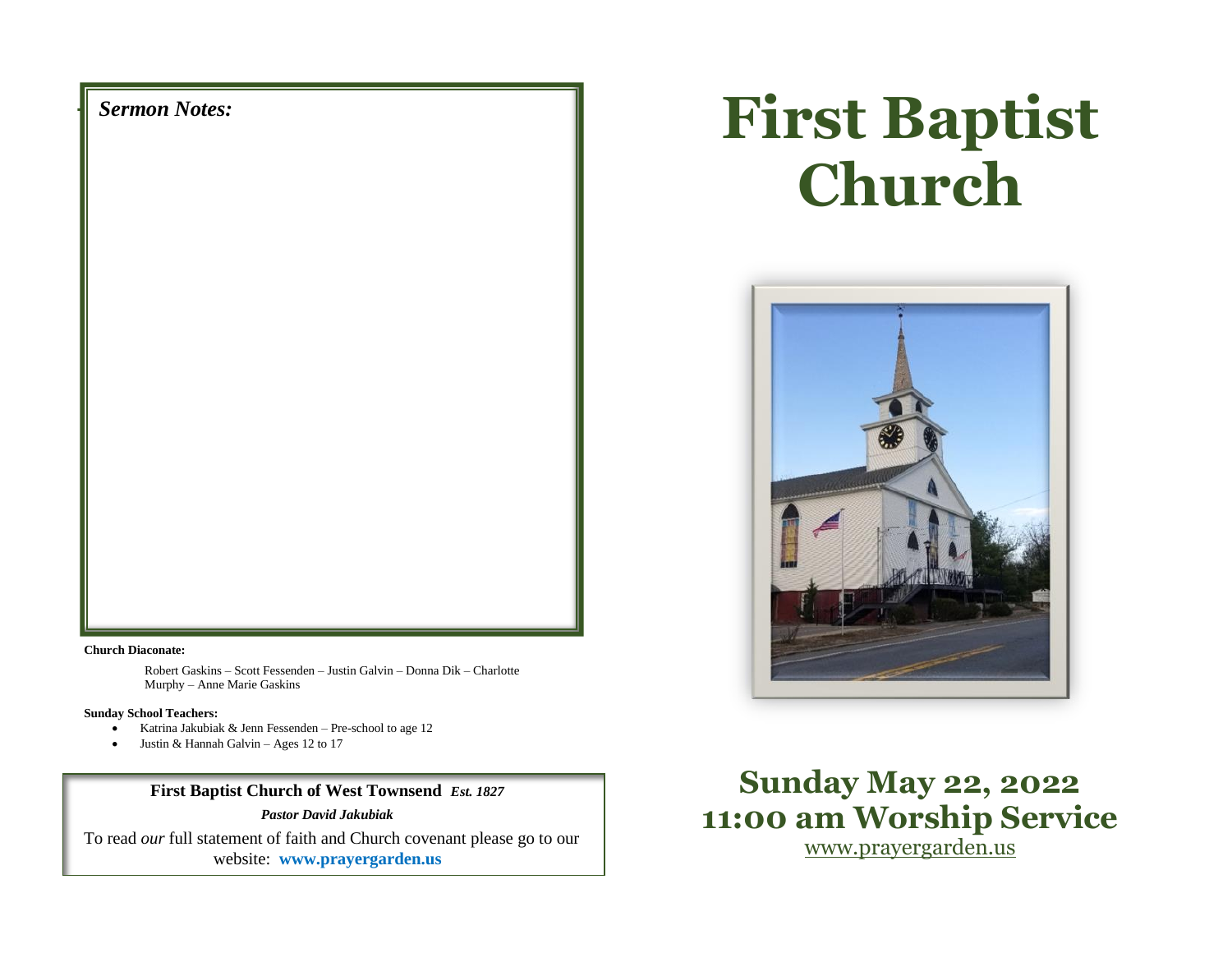*Sermon Notes:*

**Church Diaconate:**

Robert Gaskins – Scott Fessenden – Justin Galvin – Donna Dik – Charlotte Murphy – Anne Marie Gaskins

**Sunday School Teachers:**

- Katrina Jakubiak & Jenn Fessenden – Pre-school to age 12
- Justin & Hannah Galvin – Ages 12 to 17

**First Baptist Church of West Townsend** ***Est. 1827***

***Pastor David Jakubiak***

To read *our* full statement of faith and Church covenant please go to our website: **www.prayergarden.us**

# First Baptist Church

## Sunday May 22, 2022
## 11:00 am Worship Service

www.prayergarden.us